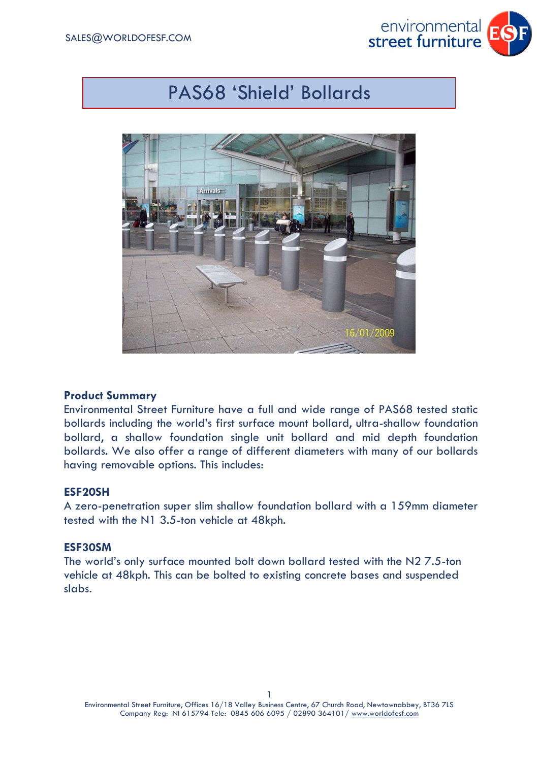SALES@WORLDOFESF.COM

# PAS68 'Shield' Bollards

**Product Summary**

Environmental Street Furniture have a full and wide range of PAS68 tested static bollards including the world's first surface mount bollard, ultra-shallow foundation bollard, a shallow foundation single unit bollard and mid depth foundation bollards. We also offer a range of different diameters with many of our bollards having removable options. This includes:

**ESF20SH**

A zero-penetration super slim shallow foundation bollard with a 159mm diameter tested with the N1 3.5-ton vehicle at 48kph.

**ESF30SM**

The world's only surface mounted bolt down bollard tested with the N2 7.5-ton vehicle at 48kph. This can be bolted to existing concrete bases and suspended slabs.

Environmental Street Furniture, Offices 16/18 Valley Business Centre, 67 Church Road, Newtownabbey, BT36 7LS
Company Reg: NI 615794 Tele: 0845 606 6095 / 02890 364101/ www.worldofesf.com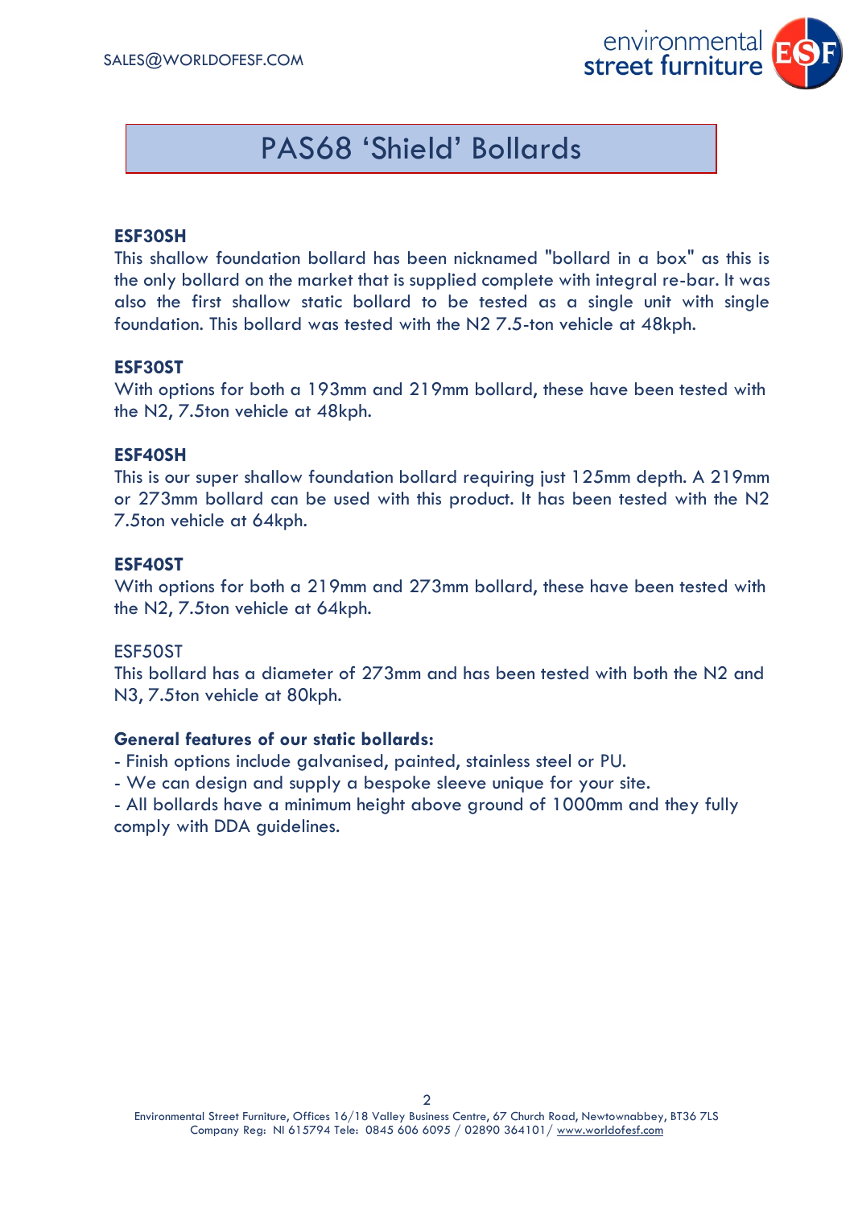# PAS68 'Shield' Bollards

**ESF30SH**

This shallow foundation bollard has been nicknamed "bollard in a box" as this is the only bollard on the market that is supplied complete with integral re-bar. It was also the first shallow static bollard to be tested as a single unit with single foundation. This bollard was tested with the N2 7.5-ton vehicle at 48kph.

**ESF30ST**

With options for both a 193mm and 219mm bollard, these have been tested with the N2, 7.5ton vehicle at 48kph.

**ESF40SH**

This is our super shallow foundation bollard requiring just 125mm depth. A 219mm or 273mm bollard can be used with this product. It has been tested with the N2 7.5ton vehicle at 64kph.

**ESF40ST**

With options for both a 219mm and 273mm bollard, these have been tested with the N2, 7.5ton vehicle at 64kph.

ESF50ST

This bollard has a diameter of 273mm and has been tested with both the N2 and N3, 7.5ton vehicle at 80kph.

**General features of our static bollards:**

- Finish options include galvanised, painted, stainless steel or PU.
- We can design and supply a bespoke sleeve unique for your site.
- All bollards have a minimum height above ground of 1000mm and they fully comply with DDA guidelines.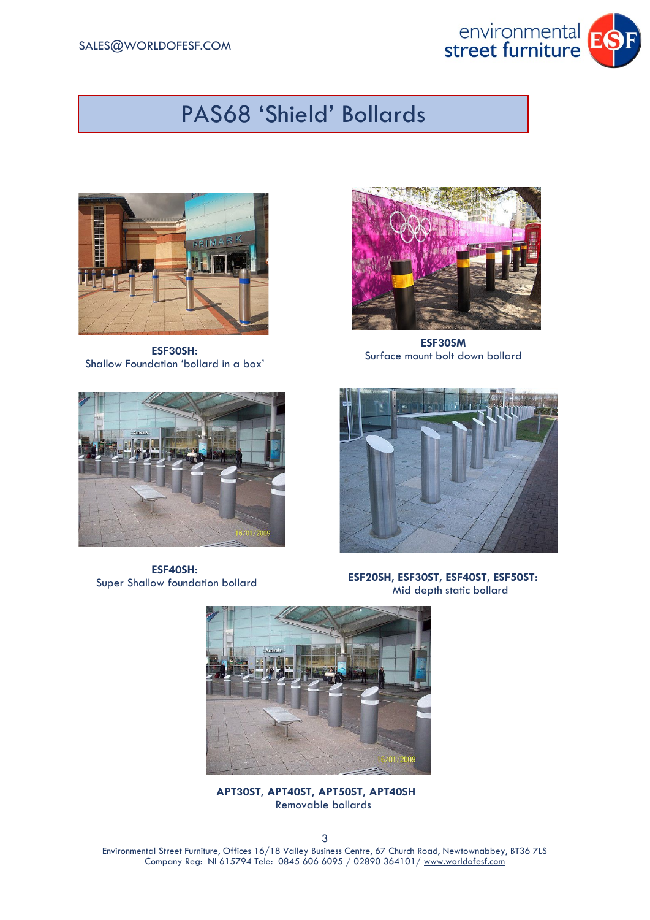# PAS68 'Shield' Bollards

**ESF30SH:**
Shallow Foundation 'bollard in a box'

**ESF30SM**
Surface mount bolt down bollard

**ESF40SH:**
Super Shallow foundation bollard

**ESF20SH, ESF30ST, ESF40ST, ESF50ST:**
Mid depth static bollard

**APT30ST, APT40ST, APT50ST, APT40SH**
Removable bollards

Environmental Street Furniture, Offices 16/18 Valley Business Centre, 67 Church Road, Newtownabbey, BT36 7LS
Company Reg: NI 615794 Tele: 0845 606 6095 / 02890 364101/ www.worldofesf.com